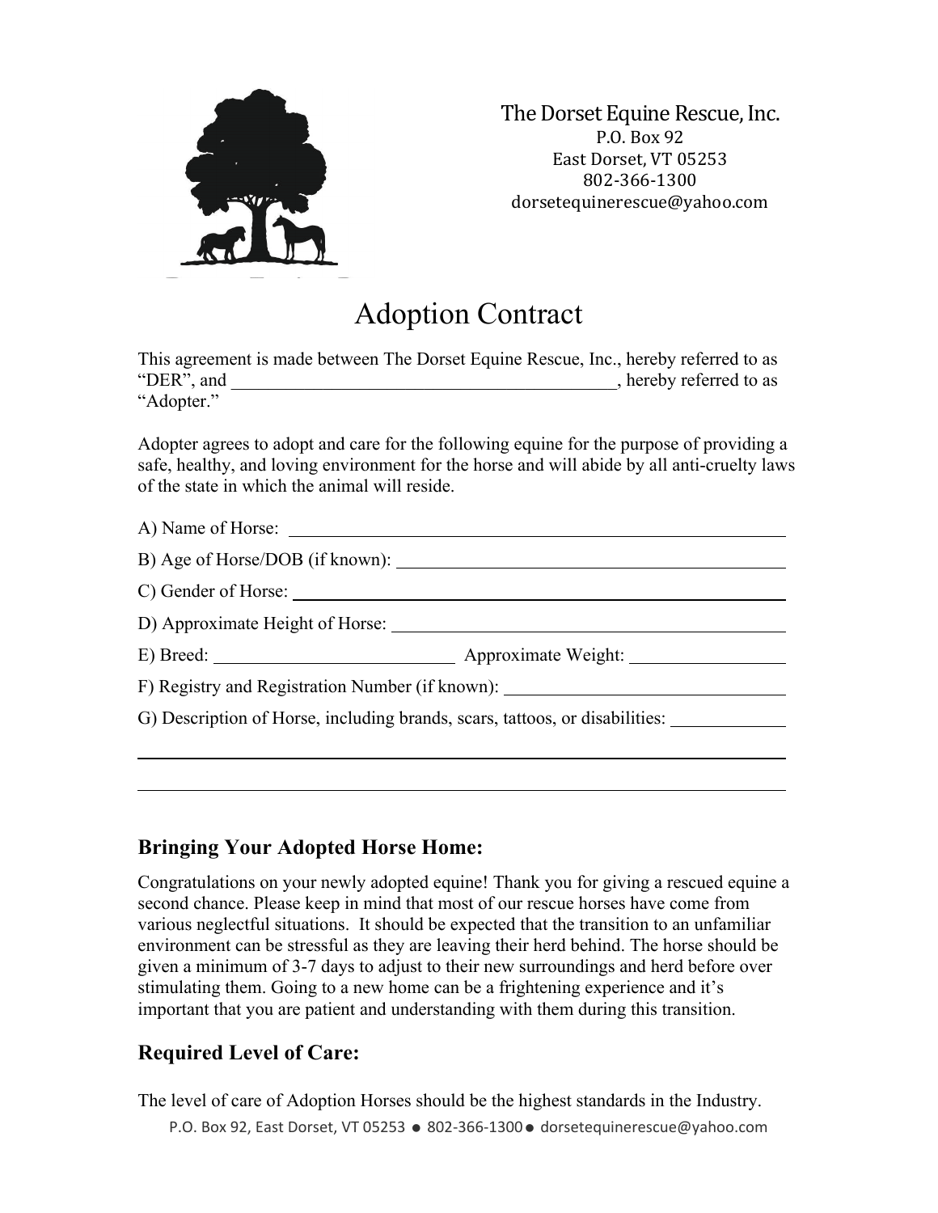The Dorset Equine Rescue, Inc.
P.O. Box 92
East Dorset, VT 05253
802-366-1300
dorsetequinerescue@yahoo.com

# Adoption Contract

This agreement is made between The Dorset Equine Rescue, Inc., hereby referred to as "DER", and ___________________________________________, hereby referred to as "Adopter."

Adopter agrees to adopt and care for the following equine for the purpose of providing a safe, healthy, and loving environment for the horse and will abide by all anti-cruelty laws of the state in which the animal will reside.

A) Name of Horse: ___________________________________________

B) Age of Horse/DOB (if known): ___________________________________________

C) Gender of Horse: ___________________________________________

D) Approximate Height of Horse: ___________________________________________

E) Breed: __________________________ Approximate Weight: _________________

F) Registry and Registration Number (if known): ______________________________

G) Description of Horse, including brands, scars, tattoos, or disabilities: ____________

___________________________________________________________________________

___________________________________________________________________________

## Bringing Your Adopted Horse Home:

Congratulations on your newly adopted equine! Thank you for giving a rescued equine a second chance. Please keep in mind that most of our rescue horses have come from various neglectful situations. It should be expected that the transition to an unfamiliar environment can be stressful as they are leaving their herd behind. The horse should be given a minimum of 3-7 days to adjust to their new surroundings and herd before over stimulating them. Going to a new home can be a frightening experience and it's important that you are patient and understanding with them during this transition.

## Required Level of Care:

The level of care of Adoption Horses should be the highest standards in the Industry.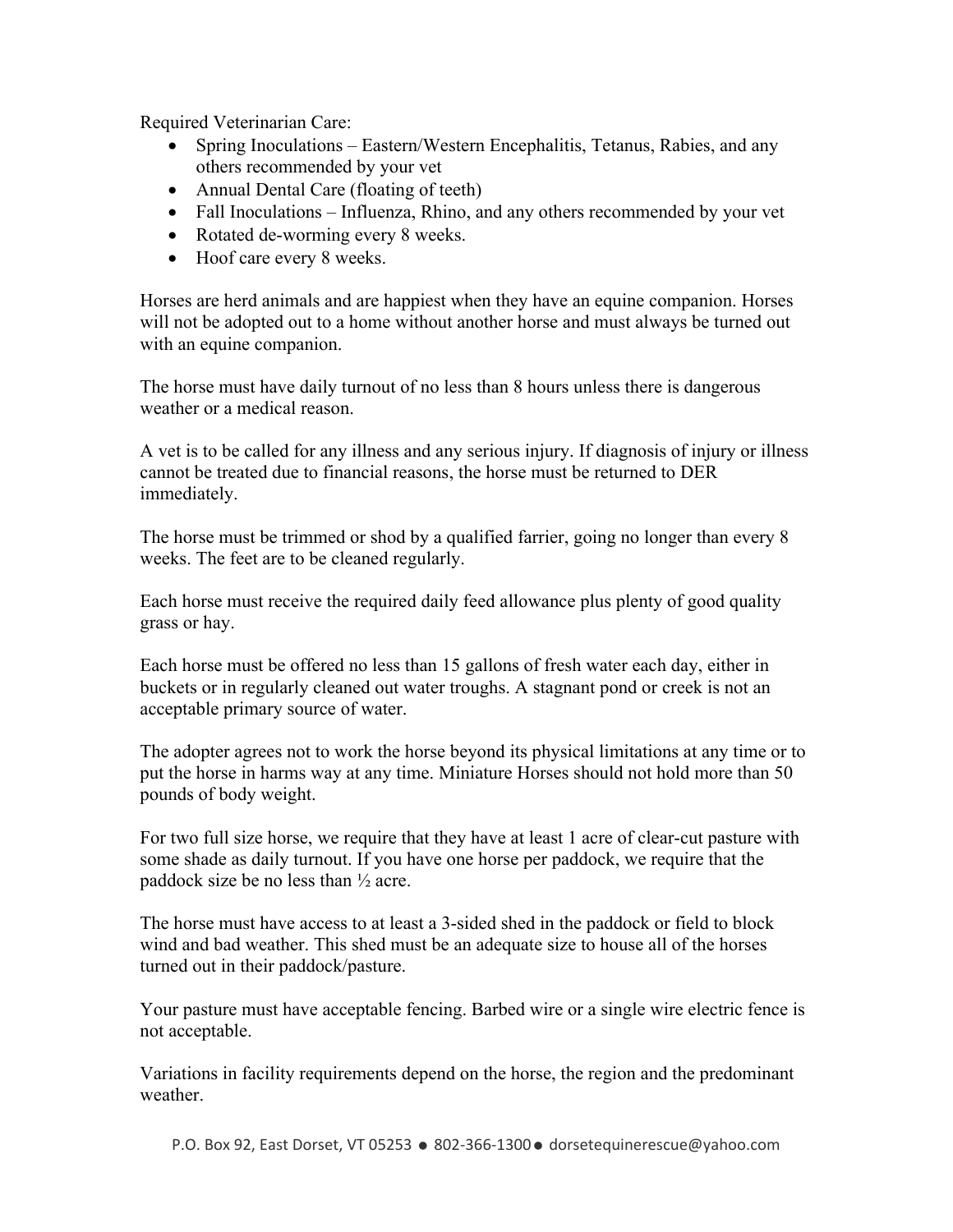Required Veterinarian Care:

- Spring Inoculations – Eastern/Western Encephalitis, Tetanus, Rabies, and any others recommended by your vet
- Annual Dental Care (floating of teeth)
- Fall Inoculations – Influenza, Rhino, and any others recommended by your vet
- Rotated de-worming every 8 weeks.
- Hoof care every 8 weeks.

Horses are herd animals and are happiest when they have an equine companion. Horses will not be adopted out to a home without another horse and must always be turned out with an equine companion.

The horse must have daily turnout of no less than 8 hours unless there is dangerous weather or a medical reason.

A vet is to be called for any illness and any serious injury. If diagnosis of injury or illness cannot be treated due to financial reasons, the horse must be returned to DER immediately.

The horse must be trimmed or shod by a qualified farrier, going no longer than every 8 weeks. The feet are to be cleaned regularly.

Each horse must receive the required daily feed allowance plus plenty of good quality grass or hay.

Each horse must be offered no less than 15 gallons of fresh water each day, either in buckets or in regularly cleaned out water troughs. A stagnant pond or creek is not an acceptable primary source of water.

The adopter agrees not to work the horse beyond its physical limitations at any time or to put the horse in harms way at any time. Miniature Horses should not hold more than 50 pounds of body weight.

For two full size horse, we require that they have at least 1 acre of clear-cut pasture with some shade as daily turnout. If you have one horse per paddock, we require that the paddock size be no less than ½ acre.

The horse must have access to at least a 3-sided shed in the paddock or field to block wind and bad weather. This shed must be an adequate size to house all of the horses turned out in their paddock/pasture.

Your pasture must have acceptable fencing. Barbed wire or a single wire electric fence is not acceptable.

Variations in facility requirements depend on the horse, the region and the predominant weather.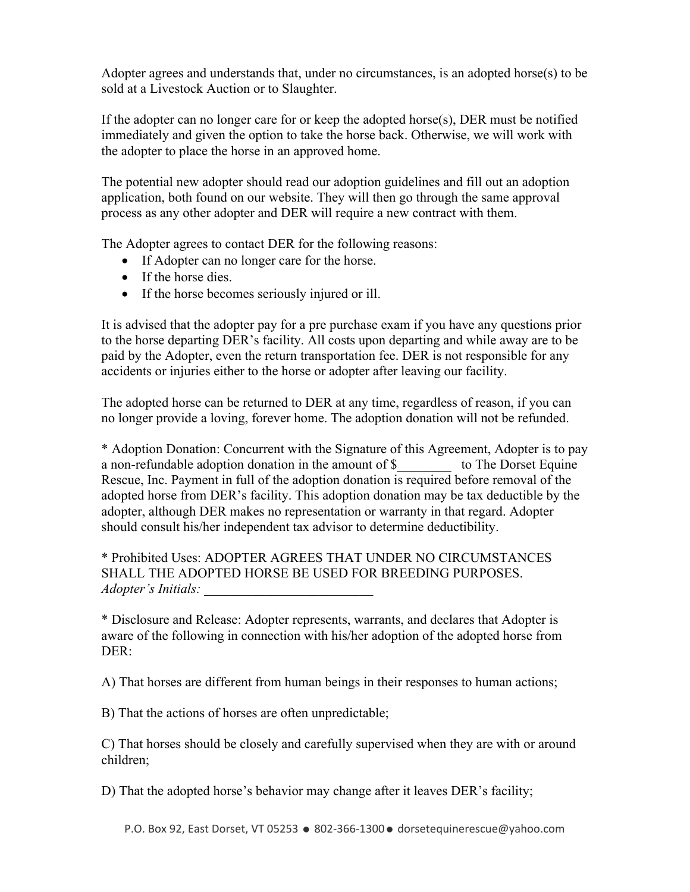Adopter agrees and understands that, under no circumstances, is an adopted horse(s) to be sold at a Livestock Auction or to Slaughter.

If the adopter can no longer care for or keep the adopted horse(s), DER must be notified immediately and given the option to take the horse back. Otherwise, we will work with the adopter to place the horse in an approved home.

The potential new adopter should read our adoption guidelines and fill out an adoption application, both found on our website. They will then go through the same approval process as any other adopter and DER will require a new contract with them.

The Adopter agrees to contact DER for the following reasons:

- If Adopter can no longer care for the horse.
- If the horse dies.
- If the horse becomes seriously injured or ill.

It is advised that the adopter pay for a pre purchase exam if you have any questions prior to the horse departing DER's facility. All costs upon departing and while away are to be paid by the Adopter, even the return transportation fee. DER is not responsible for any accidents or injuries either to the horse or adopter after leaving our facility.

The adopted horse can be returned to DER at any time, regardless of reason, if you can no longer provide a loving, forever home. The adoption donation will not be refunded.

* Adoption Donation: Concurrent with the Signature of this Agreement, Adopter is to pay a non-refundable adoption donation in the amount of $________ to The Dorset Equine Rescue, Inc. Payment in full of the adoption donation is required before removal of the adopted horse from DER's facility. This adoption donation may be tax deductible by the adopter, although DER makes no representation or warranty in that regard. Adopter should consult his/her independent tax advisor to determine deductibility.

* Prohibited Uses: ADOPTER AGREES THAT UNDER NO CIRCUMSTANCES SHALL THE ADOPTED HORSE BE USED FOR BREEDING PURPOSES.
*Adopter's Initials:* _________________________

* Disclosure and Release: Adopter represents, warrants, and declares that Adopter is aware of the following in connection with his/her adoption of the adopted horse from DER:

A) That horses are different from human beings in their responses to human actions;

B) That the actions of horses are often unpredictable;

C) That horses should be closely and carefully supervised when they are with or around children;

D) That the adopted horse's behavior may change after it leaves DER's facility;

P.O. Box 92, East Dorset, VT 05253 ● 802-366-1300 ● dorsetequinerescue@yahoo.com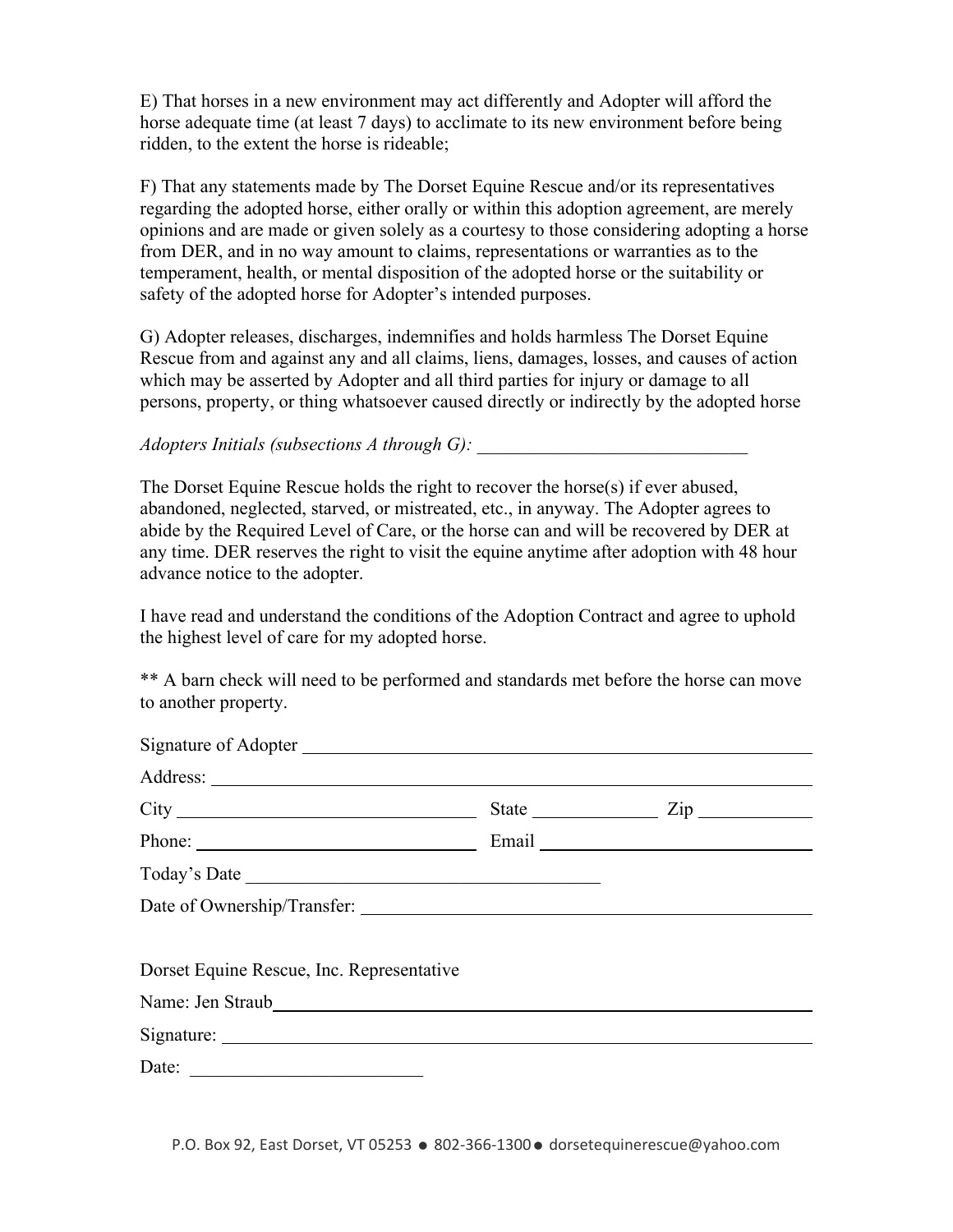E) That horses in a new environment may act differently and Adopter will afford the horse adequate time (at least 7 days) to acclimate to its new environment before being ridden, to the extent the horse is rideable;

F) That any statements made by The Dorset Equine Rescue and/or its representatives regarding the adopted horse, either orally or within this adoption agreement, are merely opinions and are made or given solely as a courtesy to those considering adopting a horse from DER, and in no way amount to claims, representations or warranties as to the temperament, health, or mental disposition of the adopted horse or the suitability or safety of the adopted horse for Adopter's intended purposes.

G) Adopter releases, discharges, indemnifies and holds harmless The Dorset Equine Rescue from and against any and all claims, liens, damages, losses, and causes of action which may be asserted by Adopter and all third parties for injury or damage to all persons, property, or thing whatsoever caused directly or indirectly by the adopted horse

*Adopters Initials (subsections A through G):* ______________________________

The Dorset Equine Rescue holds the right to recover the horse(s) if ever abused, abandoned, neglected, starved, or mistreated, etc., in anyway. The Adopter agrees to abide by the Required Level of Care, or the horse can and will be recovered by DER at any time. DER reserves the right to visit the equine anytime after adoption with 48 hour advance notice to the adopter.

I have read and understand the conditions of the Adoption Contract and agree to uphold the highest level of care for my adopted horse.

** A barn check will need to be performed and standards met before the horse can move to another property.

Signature of Adopter ______________________________

Address: ______________________________

City ______________________________ State ______________ Zip ____________

Phone: ______________________________ Email ______________________________

Today's Date ______________________________

Date of Ownership/Transfer: ______________________________

Dorset Equine Rescue, Inc. Representative

Name: Jen Straub______________________________

Signature: ______________________________

Date: ______________________________